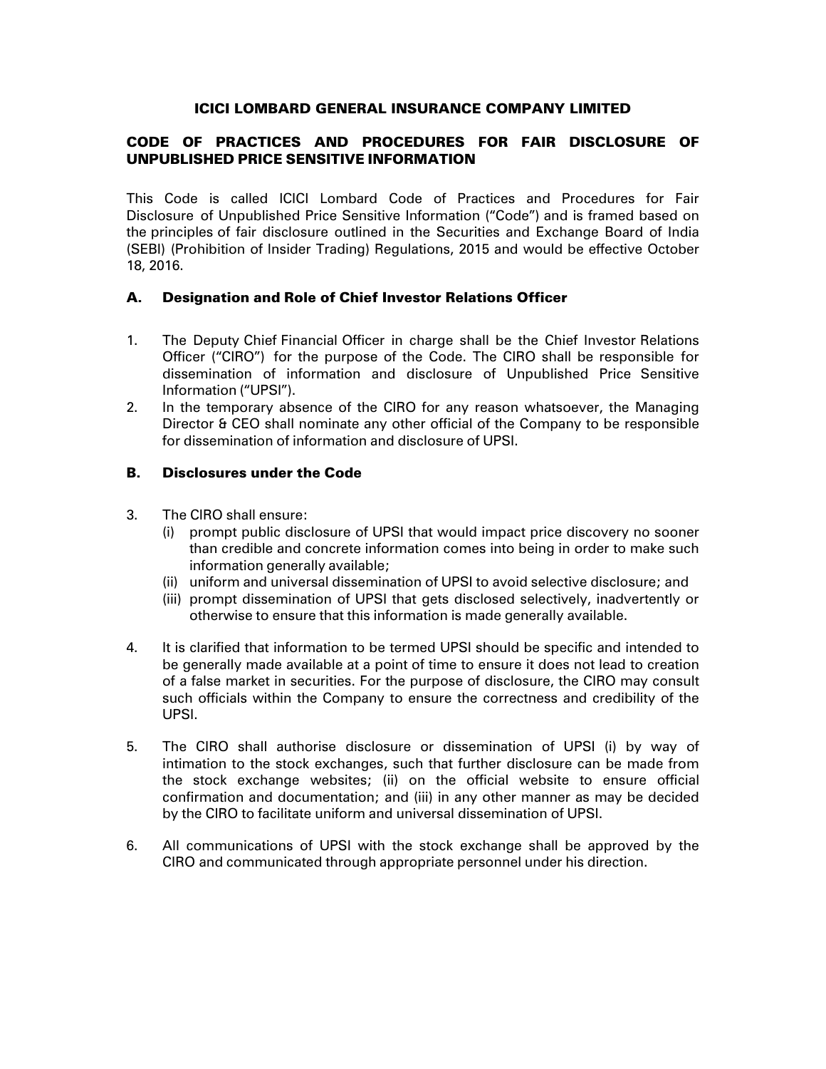# ICICI LOMBARD GENERAL INSURANCE COMPANY LIMITED

## CODE OF PRACTICES AND PROCEDURES FOR FAIR DISCLOSURE OF UNPUBLISHED PRICE SENSITIVE INFORMATION

This Code is called ICICI Lombard Code of Practices and Procedures for Fair Disclosure of Unpublished Price Sensitive Information ("Code") and is framed based on the principles of fair disclosure outlined in the Securities and Exchange Board of India (SEBI) (Prohibition of Insider Trading) Regulations, 2015 and would be effective October 18, 2016.

### A. Designation and Role of Chief Investor Relations Officer

1. The Deputy Chief Financial Officer in charge shall be the Chief Investor Relations Officer ("CIRO") for the purpose of the Code. The CIRO shall be responsible for dissemination of information and disclosure of Unpublished Price Sensitive Information ("UPSI").
2. In the temporary absence of the CIRO for any reason whatsoever, the Managing Director & CEO shall nominate any other official of the Company to be responsible for dissemination of information and disclosure of UPSI.

### B. Disclosures under the Code

3. The CIRO shall ensure:
   - (i) prompt public disclosure of UPSI that would impact price discovery no sooner than credible and concrete information comes into being in order to make such information generally available;
   - (ii) uniform and universal dissemination of UPSI to avoid selective disclosure; and
   - (iii) prompt dissemination of UPSI that gets disclosed selectively, inadvertently or otherwise to ensure that this information is made generally available.

4. It is clarified that information to be termed UPSI should be specific and intended to be generally made available at a point of time to ensure it does not lead to creation of a false market in securities. For the purpose of disclosure, the CIRO may consult such officials within the Company to ensure the correctness and credibility of the UPSI.

5. The CIRO shall authorise disclosure or dissemination of UPSI (i) by way of intimation to the stock exchanges, such that further disclosure can be made from the stock exchange websites; (ii) on the official website to ensure official confirmation and documentation; and (iii) in any other manner as may be decided by the CIRO to facilitate uniform and universal dissemination of UPSI.

6. All communications of UPSI with the stock exchange shall be approved by the CIRO and communicated through appropriate personnel under his direction.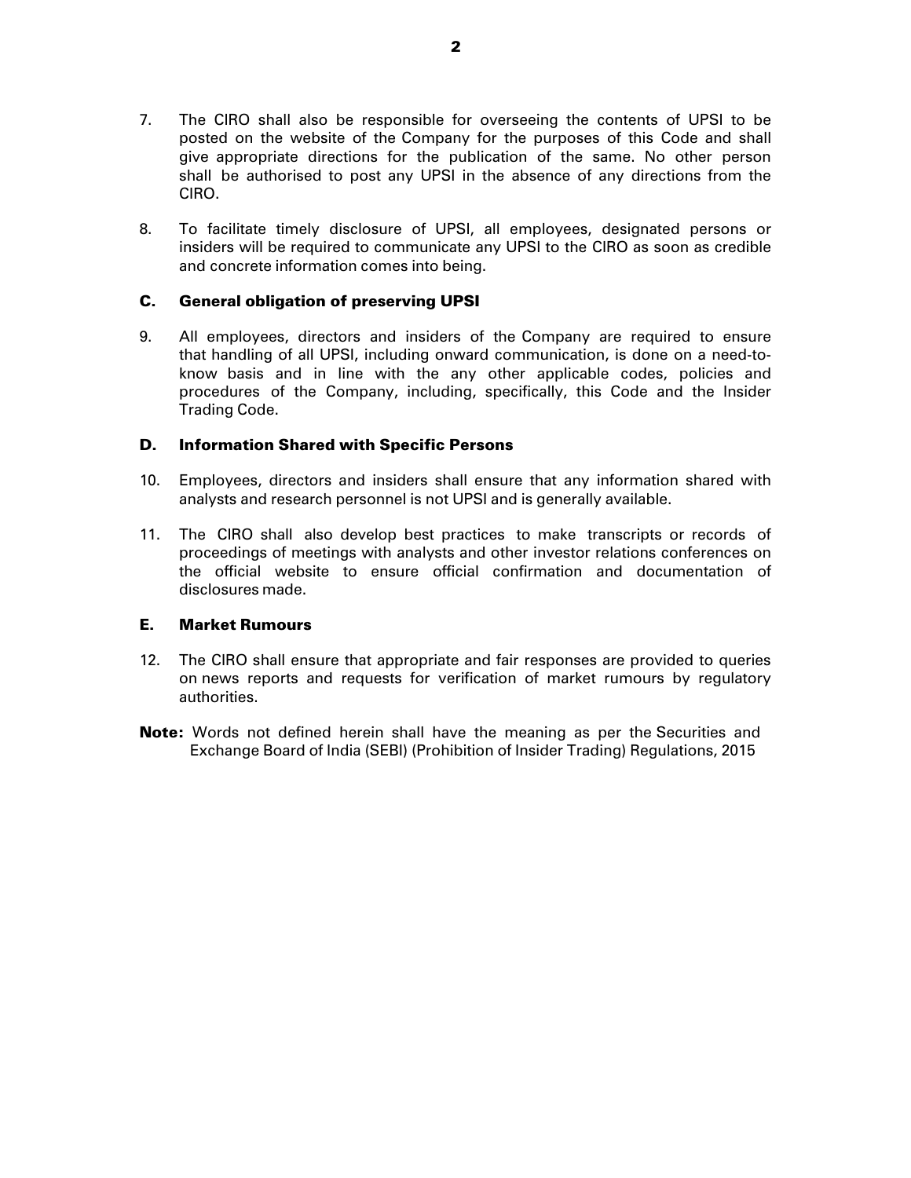7. The CIRO shall also be responsible for overseeing the contents of UPSI to be posted on the website of the Company for the purposes of this Code and shall give appropriate directions for the publication of the same. No other person shall be authorised to post any UPSI in the absence of any directions from the CIRO.

8. To facilitate timely disclosure of UPSI, all employees, designated persons or insiders will be required to communicate any UPSI to the CIRO as soon as credible and concrete information comes into being.

## C. General obligation of preserving UPSI

9. All employees, directors and insiders of the Company are required to ensure that handling of all UPSI, including onward communication, is done on a need-to-know basis and in line with the any other applicable codes, policies and procedures of the Company, including, specifically, this Code and the Insider Trading Code.

## D. Information Shared with Specific Persons

10. Employees, directors and insiders shall ensure that any information shared with analysts and research personnel is not UPSI and is generally available.

11. The CIRO shall also develop best practices to make transcripts or records of proceedings of meetings with analysts and other investor relations conferences on the official website to ensure official confirmation and documentation of disclosures made.

## E. Market Rumours

12. The CIRO shall ensure that appropriate and fair responses are provided to queries on news reports and requests for verification of market rumours by regulatory authorities.

**Note:** Words not defined herein shall have the meaning as per the Securities and Exchange Board of India (SEBI) (Prohibition of Insider Trading) Regulations, 2015